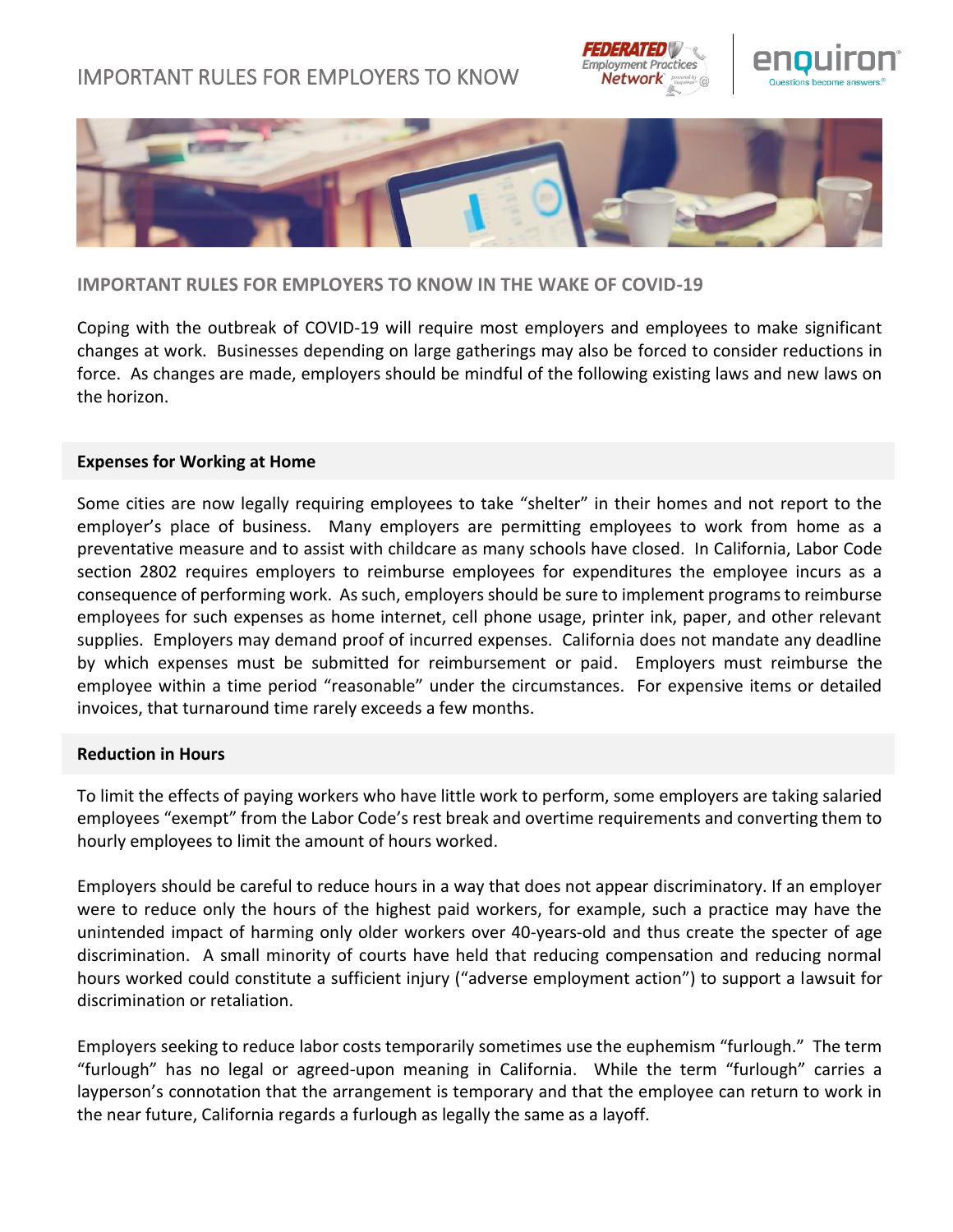# IMPORTANT RULES FOR EMPLOYERS TO KNOW

## IMPORTANT RULES FOR EMPLOYERS TO KNOW IN THE WAKE OF COVID-19

Coping with the outbreak of COVID-19 will require most employers and employees to make significant changes at work. Businesses depending on large gatherings may also be forced to consider reductions in force. As changes are made, employers should be mindful of the following existing laws and new laws on the horizon.

### Expenses for Working at Home

Some cities are now legally requiring employees to take "shelter" in their homes and not report to the employer's place of business. Many employers are permitting employees to work from home as a preventative measure and to assist with childcare as many schools have closed. In California, Labor Code section 2802 requires employers to reimburse employees for expenditures the employee incurs as a consequence of performing work. As such, employers should be sure to implement programs to reimburse employees for such expenses as home internet, cell phone usage, printer ink, paper, and other relevant supplies. Employers may demand proof of incurred expenses. California does not mandate any deadline by which expenses must be submitted for reimbursement or paid. Employers must reimburse the employee within a time period "reasonable" under the circumstances. For expensive items or detailed invoices, that turnaround time rarely exceeds a few months.

### Reduction in Hours

To limit the effects of paying workers who have little work to perform, some employers are taking salaried employees "exempt" from the Labor Code's rest break and overtime requirements and converting them to hourly employees to limit the amount of hours worked.

Employers should be careful to reduce hours in a way that does not appear discriminatory. If an employer were to reduce only the hours of the highest paid workers, for example, such a practice may have the unintended impact of harming only older workers over 40-years-old and thus create the specter of age discrimination. A small minority of courts have held that reducing compensation and reducing normal hours worked could constitute a sufficient injury ("adverse employment action") to support a lawsuit for discrimination or retaliation.

Employers seeking to reduce labor costs temporarily sometimes use the euphemism "furlough." The term "furlough" has no legal or agreed-upon meaning in California. While the term "furlough" carries a layperson's connotation that the arrangement is temporary and that the employee can return to work in the near future, California regards a furlough as legally the same as a layoff.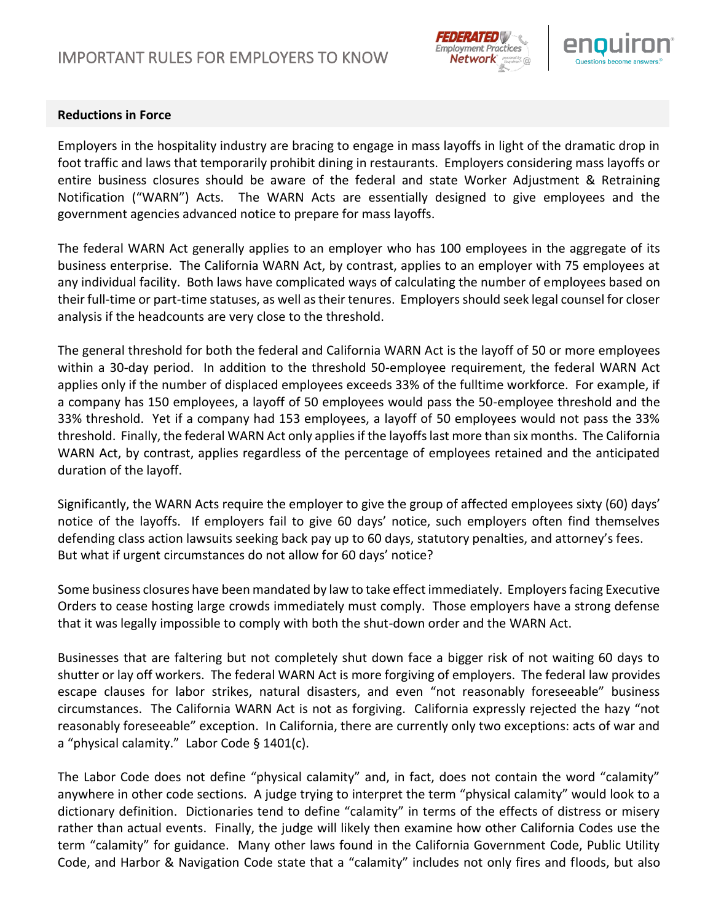## Reductions in Force

Employers in the hospitality industry are bracing to engage in mass layoffs in light of the dramatic drop in foot traffic and laws that temporarily prohibit dining in restaurants. Employers considering mass layoffs or entire business closures should be aware of the federal and state Worker Adjustment & Retraining Notification ("WARN") Acts. The WARN Acts are essentially designed to give employees and the government agencies advanced notice to prepare for mass layoffs.

The federal WARN Act generally applies to an employer who has 100 employees in the aggregate of its business enterprise. The California WARN Act, by contrast, applies to an employer with 75 employees at any individual facility. Both laws have complicated ways of calculating the number of employees based on their full-time or part-time statuses, as well as their tenures. Employers should seek legal counsel for closer analysis if the headcounts are very close to the threshold.

The general threshold for both the federal and California WARN Act is the layoff of 50 or more employees within a 30-day period. In addition to the threshold 50-employee requirement, the federal WARN Act applies only if the number of displaced employees exceeds 33% of the fulltime workforce. For example, if a company has 150 employees, a layoff of 50 employees would pass the 50-employee threshold and the 33% threshold. Yet if a company had 153 employees, a layoff of 50 employees would not pass the 33% threshold. Finally, the federal WARN Act only applies if the layoffs last more than six months. The California WARN Act, by contrast, applies regardless of the percentage of employees retained and the anticipated duration of the layoff.

Significantly, the WARN Acts require the employer to give the group of affected employees sixty (60) days' notice of the layoffs. If employers fail to give 60 days' notice, such employers often find themselves defending class action lawsuits seeking back pay up to 60 days, statutory penalties, and attorney's fees. But what if urgent circumstances do not allow for 60 days' notice?

Some business closures have been mandated by law to take effect immediately. Employers facing Executive Orders to cease hosting large crowds immediately must comply. Those employers have a strong defense that it was legally impossible to comply with both the shut-down order and the WARN Act.

Businesses that are faltering but not completely shut down face a bigger risk of not waiting 60 days to shutter or lay off workers. The federal WARN Act is more forgiving of employers. The federal law provides escape clauses for labor strikes, natural disasters, and even "not reasonably foreseeable" business circumstances. The California WARN Act is not as forgiving. California expressly rejected the hazy "not reasonably foreseeable" exception. In California, there are currently only two exceptions: acts of war and a "physical calamity." Labor Code § 1401(c).

The Labor Code does not define "physical calamity" and, in fact, does not contain the word "calamity" anywhere in other code sections. A judge trying to interpret the term "physical calamity" would look to a dictionary definition. Dictionaries tend to define "calamity" in terms of the effects of distress or misery rather than actual events. Finally, the judge will likely then examine how other California Codes use the term "calamity" for guidance. Many other laws found in the California Government Code, Public Utility Code, and Harbor & Navigation Code state that a "calamity" includes not only fires and floods, but also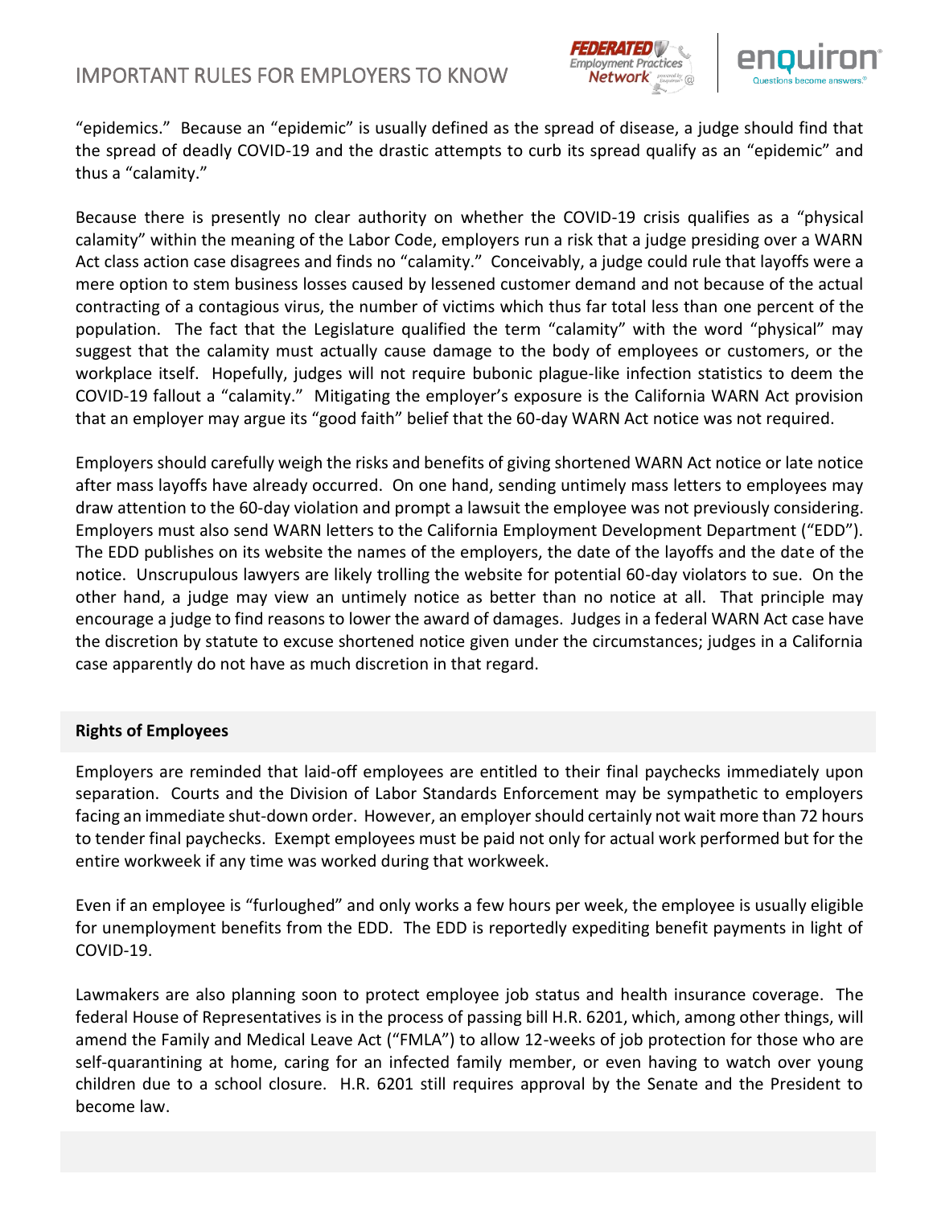"epidemics." Because an "epidemic" is usually defined as the spread of disease, a judge should find that the spread of deadly COVID-19 and the drastic attempts to curb its spread qualify as an "epidemic" and thus a "calamity."

Because there is presently no clear authority on whether the COVID-19 crisis qualifies as a "physical calamity" within the meaning of the Labor Code, employers run a risk that a judge presiding over a WARN Act class action case disagrees and finds no "calamity." Conceivably, a judge could rule that layoffs were a mere option to stem business losses caused by lessened customer demand and not because of the actual contracting of a contagious virus, the number of victims which thus far total less than one percent of the population. The fact that the Legislature qualified the term "calamity" with the word "physical" may suggest that the calamity must actually cause damage to the body of employees or customers, or the workplace itself. Hopefully, judges will not require bubonic plague-like infection statistics to deem the COVID-19 fallout a "calamity." Mitigating the employer's exposure is the California WARN Act provision that an employer may argue its "good faith" belief that the 60-day WARN Act notice was not required.

Employers should carefully weigh the risks and benefits of giving shortened WARN Act notice or late notice after mass layoffs have already occurred. On one hand, sending untimely mass letters to employees may draw attention to the 60-day violation and prompt a lawsuit the employee was not previously considering. Employers must also send WARN letters to the California Employment Development Department ("EDD"). The EDD publishes on its website the names of the employers, the date of the layoffs and the date of the notice. Unscrupulous lawyers are likely trolling the website for potential 60-day violators to sue. On the other hand, a judge may view an untimely notice as better than no notice at all. That principle may encourage a judge to find reasons to lower the award of damages. Judges in a federal WARN Act case have the discretion by statute to excuse shortened notice given under the circumstances; judges in a California case apparently do not have as much discretion in that regard.

## Rights of Employees

Employers are reminded that laid-off employees are entitled to their final paychecks immediately upon separation. Courts and the Division of Labor Standards Enforcement may be sympathetic to employers facing an immediate shut-down order. However, an employer should certainly not wait more than 72 hours to tender final paychecks. Exempt employees must be paid not only for actual work performed but for the entire workweek if any time was worked during that workweek.

Even if an employee is "furloughed" and only works a few hours per week, the employee is usually eligible for unemployment benefits from the EDD. The EDD is reportedly expediting benefit payments in light of COVID-19.

Lawmakers are also planning soon to protect employee job status and health insurance coverage. The federal House of Representatives is in the process of passing bill H.R. 6201, which, among other things, will amend the Family and Medical Leave Act ("FMLA") to allow 12-weeks of job protection for those who are self-quarantining at home, caring for an infected family member, or even having to watch over young children due to a school closure. H.R. 6201 still requires approval by the Senate and the President to become law.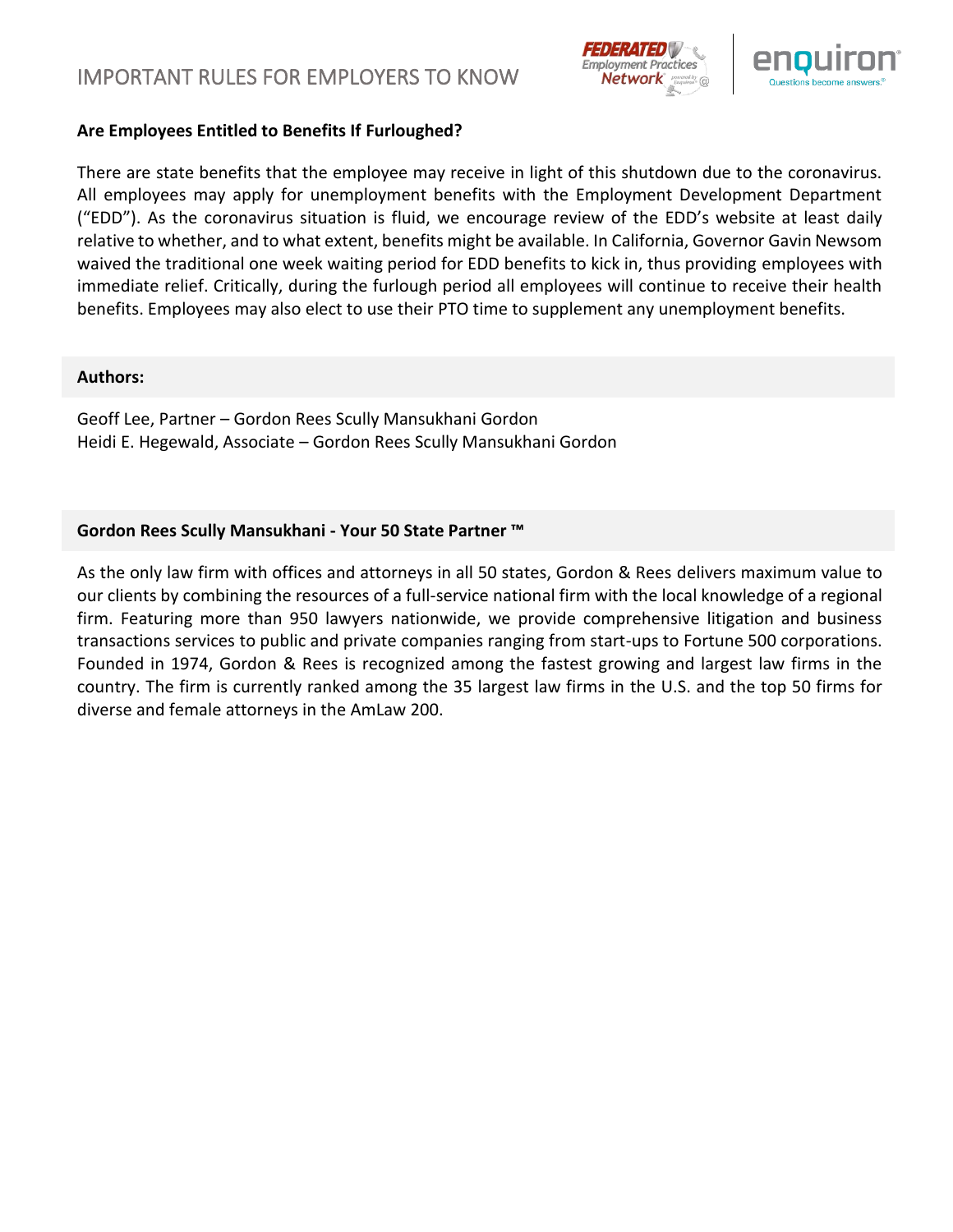### Are Employees Entitled to Benefits If Furloughed?

There are state benefits that the employee may receive in light of this shutdown due to the coronavirus. All employees may apply for unemployment benefits with the Employment Development Department ("EDD"). As the coronavirus situation is fluid, we encourage review of the EDD's website at least daily relative to whether, and to what extent, benefits might be available. In California, Governor Gavin Newsom waived the traditional one week waiting period for EDD benefits to kick in, thus providing employees with immediate relief. Critically, during the furlough period all employees will continue to receive their health benefits. Employees may also elect to use their PTO time to supplement any unemployment benefits.

### Authors:

Geoff Lee, Partner – Gordon Rees Scully Mansukhani Gordon
Heidi E. Hegewald, Associate – Gordon Rees Scully Mansukhani Gordon

### Gordon Rees Scully Mansukhani - Your 50 State Partner ™

As the only law firm with offices and attorneys in all 50 states, Gordon & Rees delivers maximum value to our clients by combining the resources of a full-service national firm with the local knowledge of a regional firm. Featuring more than 950 lawyers nationwide, we provide comprehensive litigation and business transactions services to public and private companies ranging from start-ups to Fortune 500 corporations. Founded in 1974, Gordon & Rees is recognized among the fastest growing and largest law firms in the country. The firm is currently ranked among the 35 largest law firms in the U.S. and the top 50 firms for diverse and female attorneys in the AmLaw 200.